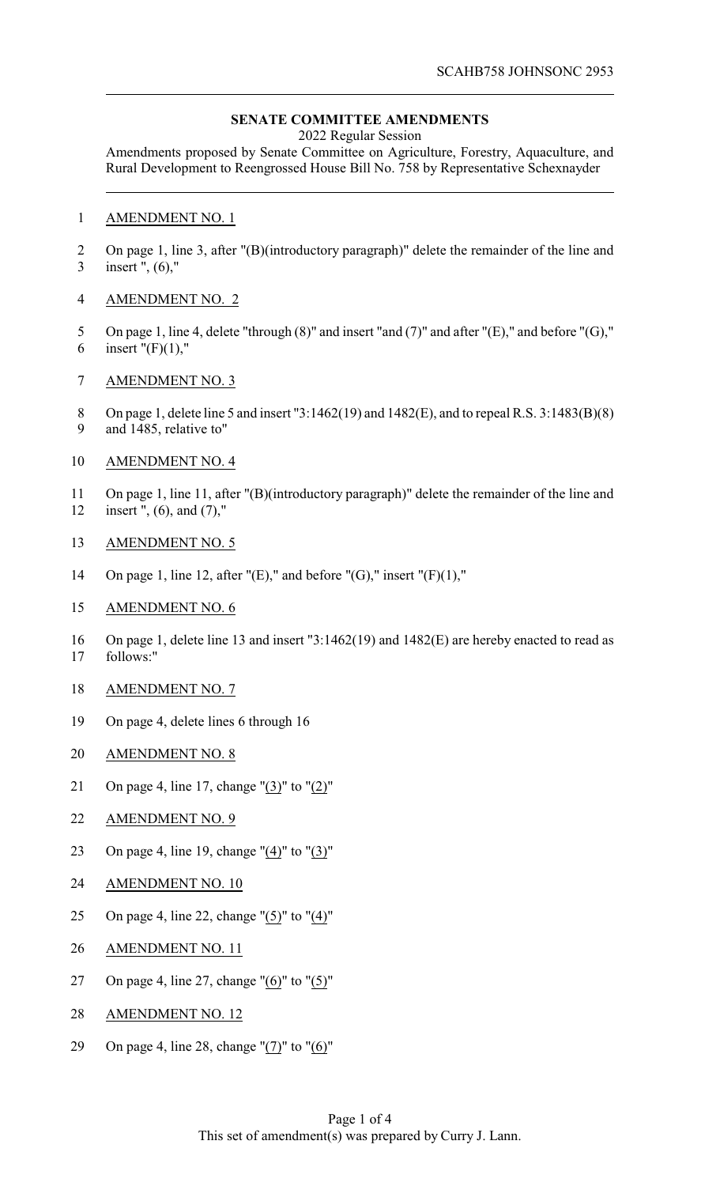SCAHB758 JOHNSONC 2953

**SENATE COMMITTEE AMENDMENTS**

2022 Regular Session

Amendments proposed by Senate Committee on Agriculture, Forestry, Aquaculture, and Rural Development to Reengrossed House Bill No. 758 by Representative Schexnayder

AMENDMENT NO. 1

On page 1, line 3, after "(B)(introductory paragraph)" delete the remainder of the line and insert ", (6),"

AMENDMENT NO. 2

On page 1, line 4, delete "through (8)" and insert "and (7)" and after "(E)," and before "(G)," insert "(F)(1),"

AMENDMENT NO. 3

On page 1, delete line 5 and insert "3:1462(19) and 1482(E), and to repeal R.S. 3:1483(B)(8) and 1485, relative to"

AMENDMENT NO. 4

On page 1, line 11, after "(B)(introductory paragraph)" delete the remainder of the line and insert ", (6), and (7),"

AMENDMENT NO. 5

On page 1, line 12, after "(E)," and before "(G)," insert "(F)(1),"

AMENDMENT NO. 6

On page 1, delete line 13 and insert "3:1462(19) and 1482(E) are hereby enacted to read as follows:"

AMENDMENT NO. 7

On page 4, delete lines 6 through 16

AMENDMENT NO. 8

On page 4, line 17, change "(3)" to "(2)"

AMENDMENT NO. 9

On page 4, line 19, change "(4)" to "(3)"

AMENDMENT NO. 10

On page 4, line 22, change "(5)" to "(4)"

AMENDMENT NO. 11

On page 4, line 27, change "(6)" to "(5)"

AMENDMENT NO. 12

On page 4, line 28, change "(7)" to "(6)"

This set of amendment(s) was prepared by Curry J. Lann.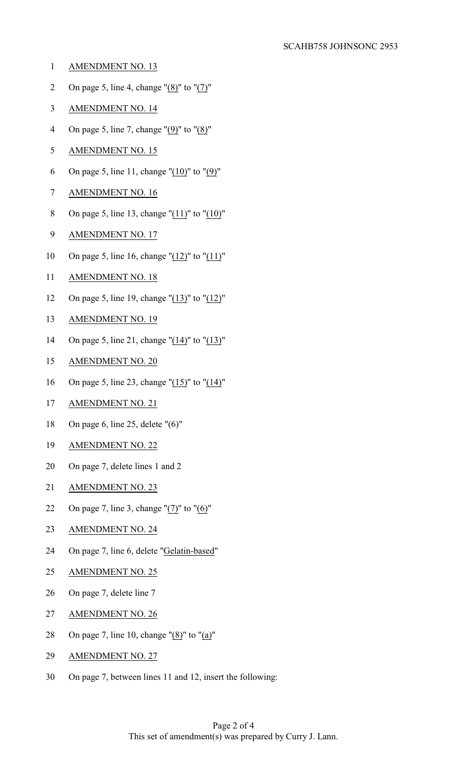AMENDMENT NO. 13

On page 5, line 4, change "(8)" to "(7)"

AMENDMENT NO. 14

On page 5, line 7, change "(9)" to "(8)"

AMENDMENT NO. 15

On page 5, line 11, change "(10)" to "(9)"

AMENDMENT NO. 16

On page 5, line 13, change "(11)" to "(10)"

AMENDMENT NO. 17

On page 5, line 16, change "(12)" to "(11)"

AMENDMENT NO. 18

On page 5, line 19, change "(13)" to "(12)"

AMENDMENT NO. 19

On page 5, line 21, change "(14)" to "(13)"

AMENDMENT NO. 20

On page 5, line 23, change "(15)" to "(14)"

AMENDMENT NO. 21

On page 6, line 25, delete "(6)"

AMENDMENT NO. 22

On page 7, delete lines 1 and 2

AMENDMENT NO. 23

On page 7, line 3, change "(7)" to "(6)"

AMENDMENT NO. 24

On page 7, line 6, delete "Gelatin-based"

AMENDMENT NO. 25

On page 7, delete line 7

AMENDMENT NO. 26

On page 7, line 10, change "(8)" to "(a)"

AMENDMENT NO. 27

On page 7, between lines 11 and 12, insert the following: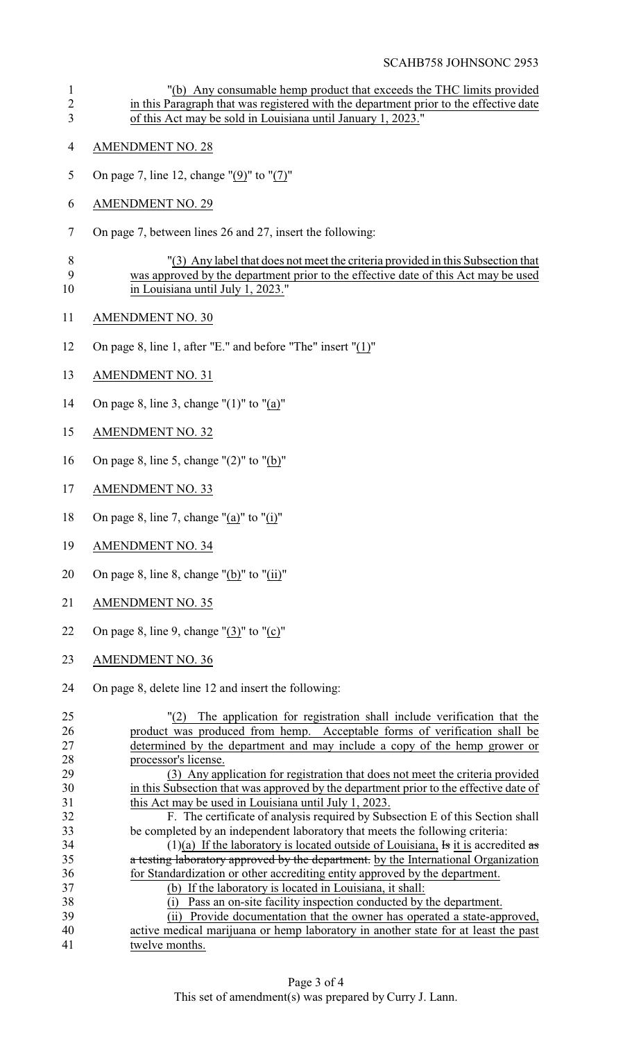"(b) Any consumable hemp product that exceeds the THC limits provided in this Paragraph that was registered with the department prior to the effective date of this Act may be sold in Louisiana until January 1, 2023."

AMENDMENT NO. 28

On page 7, line 12, change "(9)" to "(7)"

AMENDMENT NO. 29

On page 7, between lines 26 and 27, insert the following:

"(3) Any label that does not meet the criteria provided in this Subsection that was approved by the department prior to the effective date of this Act may be used in Louisiana until July 1, 2023."

AMENDMENT NO. 30

On page 8, line 1, after "E." and before "The" insert "(1)"

AMENDMENT NO. 31

On page 8, line 3, change "(1)" to "(a)"

AMENDMENT NO. 32

On page 8, line 5, change "(2)" to "(b)"

AMENDMENT NO. 33

On page 8, line 7, change "(a)" to "(i)"

AMENDMENT NO. 34

On page 8, line 8, change "(b)" to "(ii)"

AMENDMENT NO. 35

On page 8, line 9, change "(3)" to "(c)"

AMENDMENT NO. 36

On page 8, delete line 12 and insert the following:

"(2) The application for registration shall include verification that the product was produced from hemp. Acceptable forms of verification shall be determined by the department and may include a copy of the hemp grower or processor's license.

(3) Any application for registration that does not meet the criteria provided in this Subsection that was approved by the department prior to the effective date of this Act may be used in Louisiana until July 1, 2023.

F. The certificate of analysis required by Subsection E of this Section shall be completed by an independent laboratory that meets the following criteria:

(1)(a) If the laboratory is located outside of Louisiana, ~~Is~~ it is accredited ~~as a testing laboratory approved by the department.~~ by the International Organization for Standardization or other accrediting entity approved by the department.

(b) If the laboratory is located in Louisiana, it shall:

(i) Pass an on-site facility inspection conducted by the department.

(ii) Provide documentation that the owner has operated a state-approved, active medical marijuana or hemp laboratory in another state for at least the past twelve months.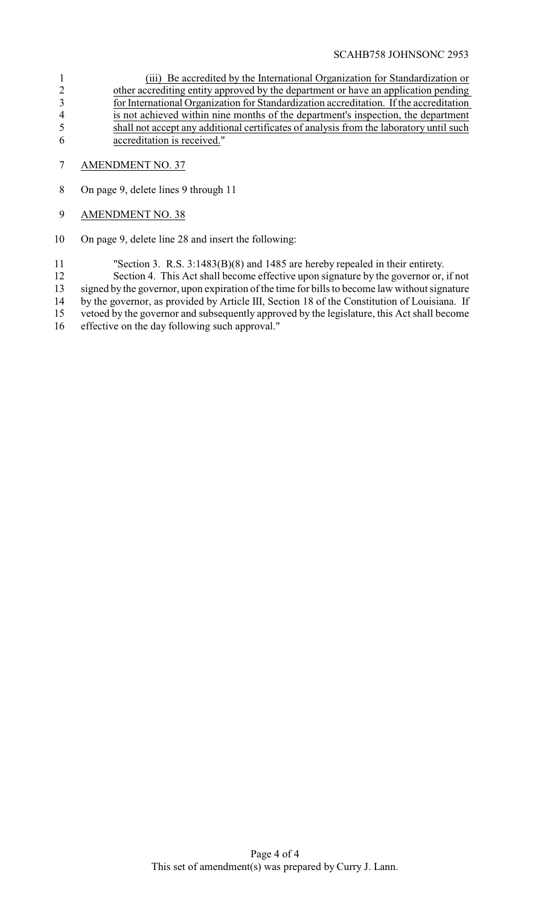(iii) Be accredited by the International Organization for Standardization or other accrediting entity approved by the department or have an application pending for International Organization for Standardization accreditation. If the accreditation is not achieved within nine months of the department's inspection, the department shall not accept any additional certificates of analysis from the laboratory until such accreditation is received."

AMENDMENT NO. 37

On page 9, delete lines 9 through 11

AMENDMENT NO. 38

On page 9, delete line 28 and insert the following:

"Section 3. R.S. 3:1483(B)(8) and 1485 are hereby repealed in their entirety.

Section 4. This Act shall become effective upon signature by the governor or, if not signed by the governor, upon expiration of the time for bills to become law without signature by the governor, as provided by Article III, Section 18 of the Constitution of Louisiana. If vetoed by the governor and subsequently approved by the legislature, this Act shall become effective on the day following such approval."

This set of amendment(s) was prepared by Curry J. Lann.